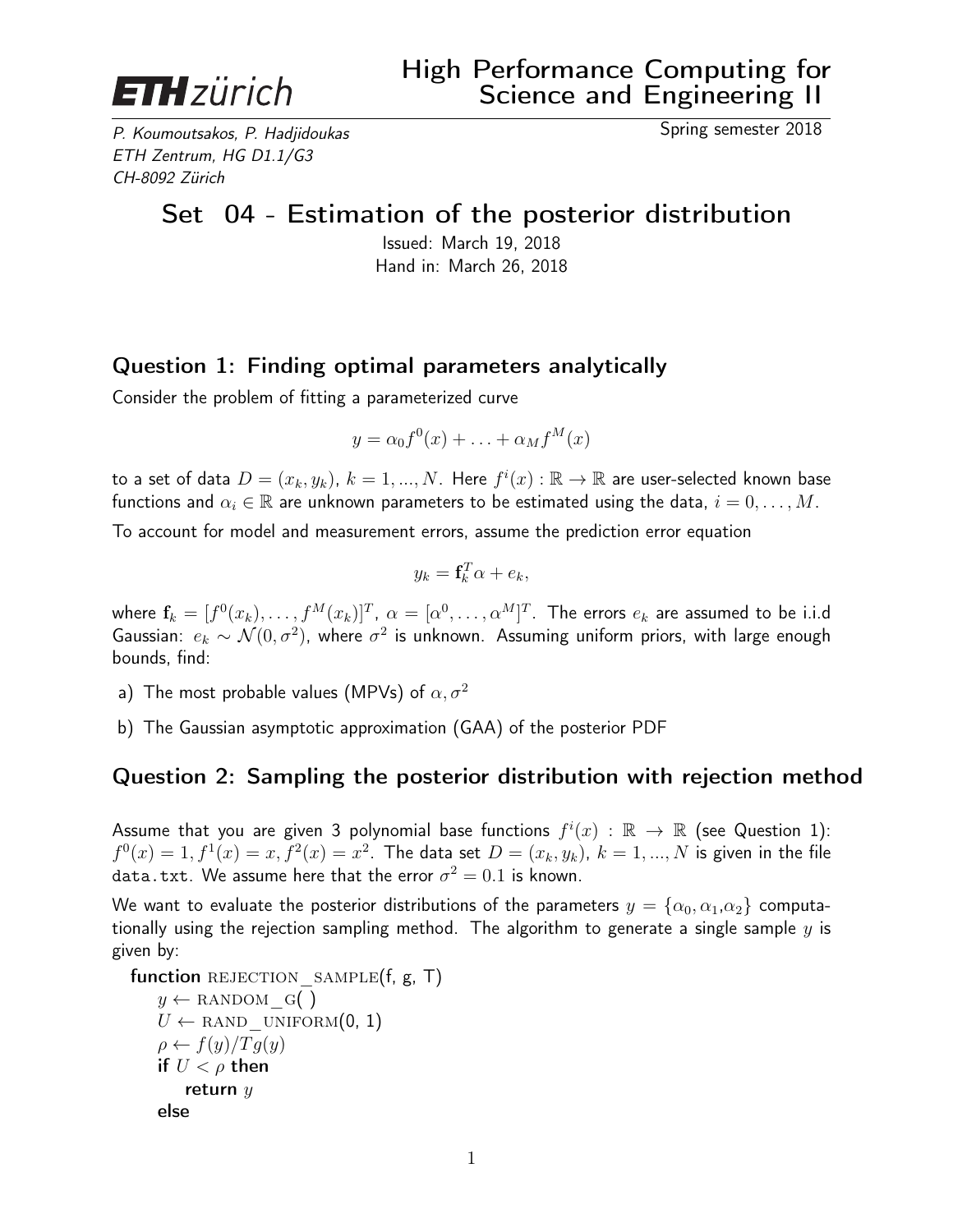**ETH** zürich

# High Performance Computing for Science and Engineering II

*P. Koumoutsakos, P. Hadjidoukas*
*ETH Zentrum, HG D1.1/G3*
*CH-8092 Zürich*

Spring semester 2018

## Set 04 - Estimation of the posterior distribution

Issued: March 19, 2018
Hand in: March 26, 2018

### Question 1: Finding optimal parameters analytically

Consider the problem of fitting a parameterized curve

$$y = \alpha_0 f^0(x) + \ldots + \alpha_M f^M(x)$$

to a set of data $D = (x_k, y_k)$, $k = 1, ..., N$. Here $f^i(x) : \mathbb{R} \to \mathbb{R}$ are user-selected known base functions and $\alpha_i \in \mathbb{R}$ are unknown parameters to be estimated using the data, $i = 0, \ldots, M$.

To account for model and measurement errors, assume the prediction error equation

$$y_k = \mathbf{f}_k^T \alpha + e_k,$$

where $\mathbf{f}_k = [f^0(x_k), \ldots, f^M(x_k)]^T$, $\alpha = [\alpha^0, \ldots, \alpha^M]^T$. The errors $e_k$ are assumed to be i.i.d Gaussian: $e_k \sim \mathcal{N}(0, \sigma^2)$, where $\sigma^2$ is unknown. Assuming uniform priors, with large enough bounds, find:

a) The most probable values (MPVs) of $\alpha, \sigma^2$

b) The Gaussian asymptotic approximation (GAA) of the posterior PDF

### Question 2: Sampling the posterior distribution with rejection method

Assume that you are given 3 polynomial base functions $f^i(x) : \mathbb{R} \to \mathbb{R}$ (see Question 1): $f^0(x) = 1, f^1(x) = x, f^2(x) = x^2$. The data set $D = (x_k, y_k)$, $k = 1, ..., N$ is given in the file `data.txt`. We assume here that the error $\sigma^2 = 0.1$ is known.

We want to evaluate the posterior distributions of the parameters $y = \{\alpha_0, \alpha_1, \alpha_2\}$ computationally using the rejection sampling method. The algorithm to generate a single sample $y$ is given by:

```
function REJECTION_SAMPLE(f, g, T)
    y ← RANDOM_G( )
    U ← RAND_UNIFORM(0, 1)
    ρ ← f(y)/Tg(y)
    if U < ρ then
        return y
    else
```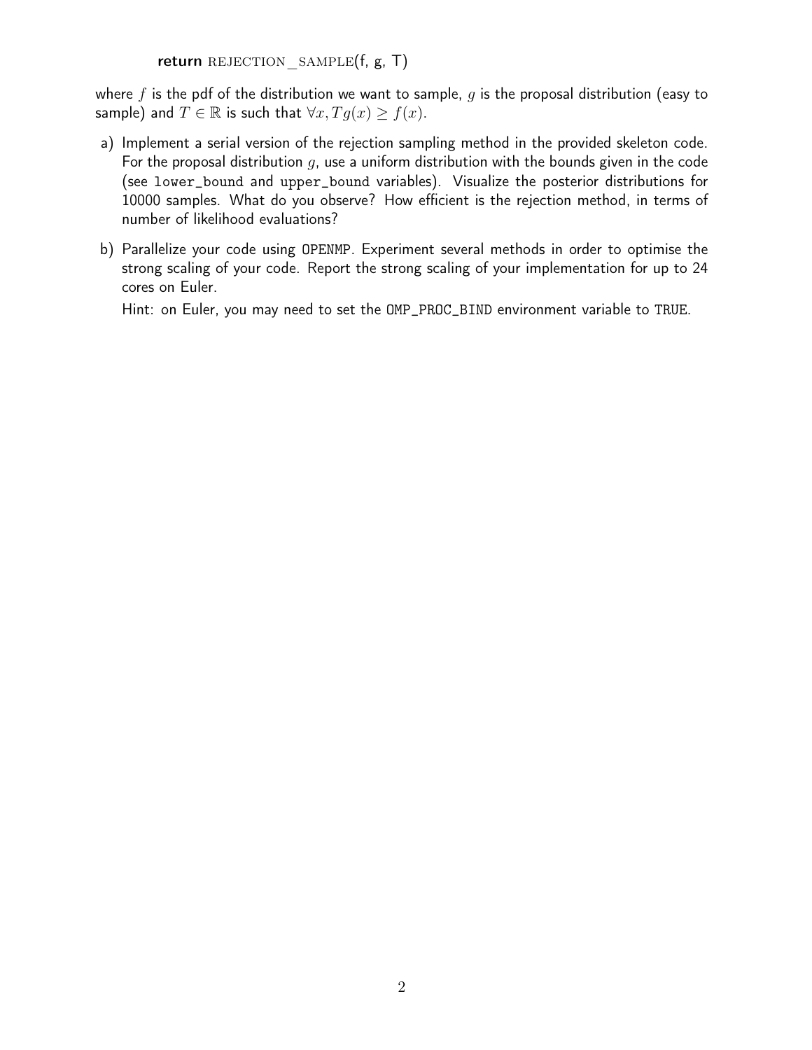**return** REJECTION_SAMPLE(f, g, T)

where $f$ is the pdf of the distribution we want to sample, $g$ is the proposal distribution (easy to sample) and $T \in \mathbb{R}$ is such that $\forall x, Tg(x) \geq f(x)$.

a) Implement a serial version of the rejection sampling method in the provided skeleton code. For the proposal distribution $g$, use a uniform distribution with the bounds given in the code (see `lower_bound` and `upper_bound` variables). Visualize the posterior distributions for 10000 samples. What do you observe? How efficient is the rejection method, in terms of number of likelihood evaluations?

b) Parallelize your code using `OPENMP`. Experiment several methods in order to optimise the strong scaling of your code. Report the strong scaling of your implementation for up to 24 cores on Euler.

   Hint: on Euler, you may need to set the `OMP_PROC_BIND` environment variable to `TRUE`.